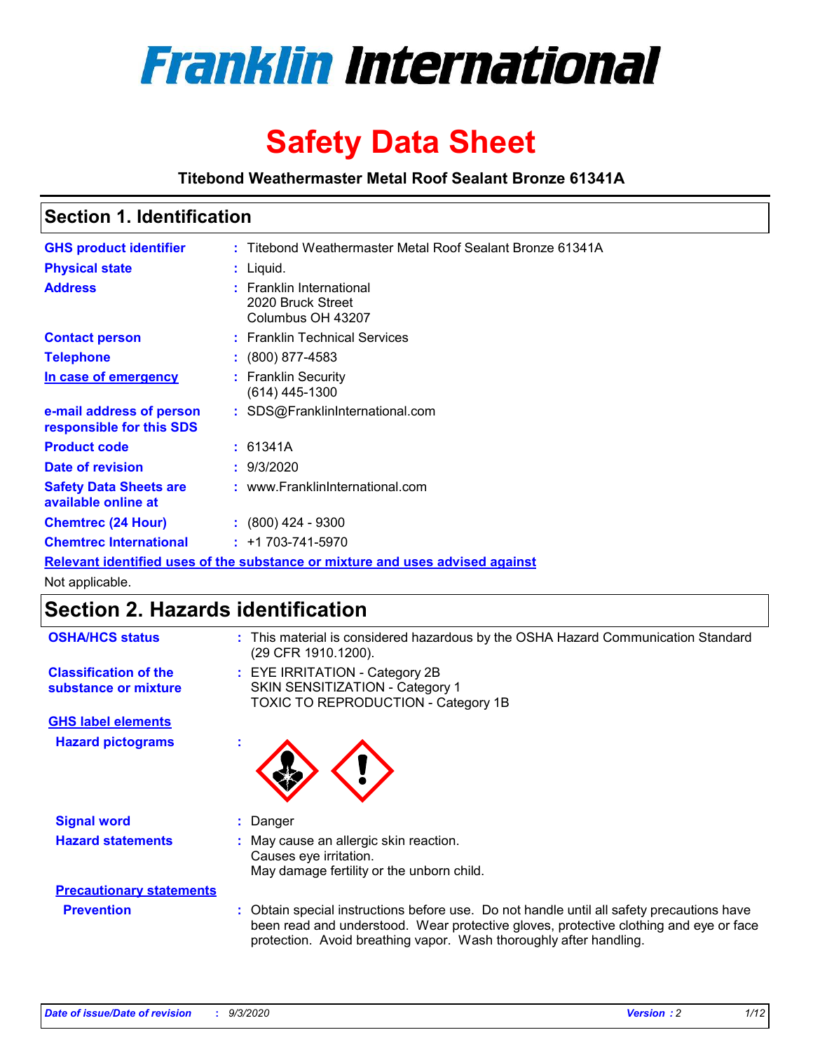# Franklin International

# Safety Data Sheet

**Titebond Weathermaster Metal Roof Sealant Bronze 61341A**

## Section 1. Identification

| | |
|---|---|
| **GHS product identifier** | : Titebond Weathermaster Metal Roof Sealant Bronze 61341A |
| **Physical state** | : Liquid. |
| **Address** | : Franklin International<br>2020 Bruck Street<br>Columbus OH 43207 |
| **Contact person** | : Franklin Technical Services |
| **Telephone** | : (800) 877-4583 |
| **In case of emergency** | : Franklin Security<br>(614) 445-1300 |
| **e-mail address of person responsible for this SDS** | : SDS@FranklinInternational.com |
| **Product code** | : 61341A |
| **Date of revision** | : 9/3/2020 |
| **Safety Data Sheets are available online at** | : www.FranklinInternational.com |
| **Chemtrec (24 Hour)** | : (800) 424 - 9300 |
| **Chemtrec International** | : +1 703-741-5970 |

**Relevant identified uses of the substance or mixture and uses advised against**

Not applicable.

## Section 2. Hazards identification

| | |
|---|---|
| **OSHA/HCS status** | : This material is considered hazardous by the OSHA Hazard Communication Standard (29 CFR 1910.1200). |
| **Classification of the substance or mixture** | : EYE IRRITATION - Category 2B<br>SKIN SENSITIZATION - Category 1<br>TOXIC TO REPRODUCTION - Category 1B |

**GHS label elements**

| | |
|---|---|
| **Hazard pictograms** | : |
| **Signal word** | : Danger |
| **Hazard statements** | : May cause an allergic skin reaction.<br>Causes eye irritation.<br>May damage fertility or the unborn child. |

**Precautionary statements**

| | |
|---|---|
| **Prevention** | : Obtain special instructions before use. Do not handle until all safety precautions have been read and understood. Wear protective gloves, protective clothing and eye or face protection. Avoid breathing vapor. Wash thoroughly after handling. |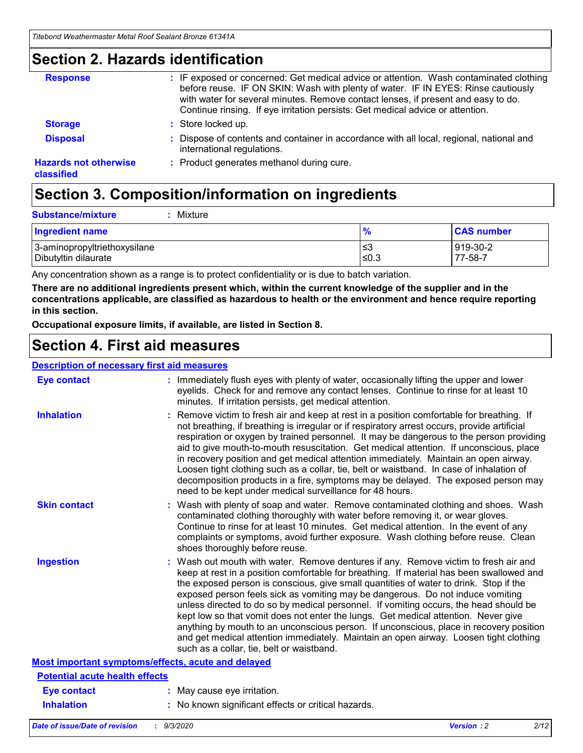## Section 2. Hazards identification

**Response** : IF exposed or concerned: Get medical advice or attention. Wash contaminated clothing before reuse. IF ON SKIN: Wash with plenty of water. IF IN EYES: Rinse cautiously with water for several minutes. Remove contact lenses, if present and easy to do. Continue rinsing. If eye irritation persists: Get medical advice or attention.

**Storage** : Store locked up.

**Disposal** : Dispose of contents and container in accordance with all local, regional, national and international regulations.

**Hazards not otherwise classified** : Product generates methanol during cure.

## Section 3. Composition/information on ingredients

**Substance/mixture** : Mixture

| Ingredient name | % | CAS number |
| --- | --- | --- |
| 3-aminopropyltriethoxysilane | ≤3 | 919-30-2 |
| Dibutyltin dilaurate | ≤0.3 | 77-58-7 |

Any concentration shown as a range is to protect confidentiality or is due to batch variation.

**There are no additional ingredients present which, within the current knowledge of the supplier and in the concentrations applicable, are classified as hazardous to health or the environment and hence require reporting in this section.**

**Occupational exposure limits, if available, are listed in Section 8.**

## Section 4. First aid measures

### Description of necessary first aid measures

**Eye contact** : Immediately flush eyes with plenty of water, occasionally lifting the upper and lower eyelids. Check for and remove any contact lenses. Continue to rinse for at least 10 minutes. If irritation persists, get medical attention.

**Inhalation** : Remove victim to fresh air and keep at rest in a position comfortable for breathing. If not breathing, if breathing is irregular or if respiratory arrest occurs, provide artificial respiration or oxygen by trained personnel. It may be dangerous to the person providing aid to give mouth-to-mouth resuscitation. Get medical attention. If unconscious, place in recovery position and get medical attention immediately. Maintain an open airway. Loosen tight clothing such as a collar, tie, belt or waistband. In case of inhalation of decomposition products in a fire, symptoms may be delayed. The exposed person may need to be kept under medical surveillance for 48 hours.

**Skin contact** : Wash with plenty of soap and water. Remove contaminated clothing and shoes. Wash contaminated clothing thoroughly with water before removing it, or wear gloves. Continue to rinse for at least 10 minutes. Get medical attention. In the event of any complaints or symptoms, avoid further exposure. Wash clothing before reuse. Clean shoes thoroughly before reuse.

**Ingestion** : Wash out mouth with water. Remove dentures if any. Remove victim to fresh air and keep at rest in a position comfortable for breathing. If material has been swallowed and the exposed person is conscious, give small quantities of water to drink. Stop if the exposed person feels sick as vomiting may be dangerous. Do not induce vomiting unless directed to do so by medical personnel. If vomiting occurs, the head should be kept low so that vomit does not enter the lungs. Get medical attention. Never give anything by mouth to an unconscious person. If unconscious, place in recovery position and get medical attention immediately. Maintain an open airway. Loosen tight clothing such as a collar, tie, belt or waistband.

### Most important symptoms/effects, acute and delayed

#### Potential acute health effects

**Eye contact** : May cause eye irritation.

**Inhalation** : No known significant effects or critical hazards.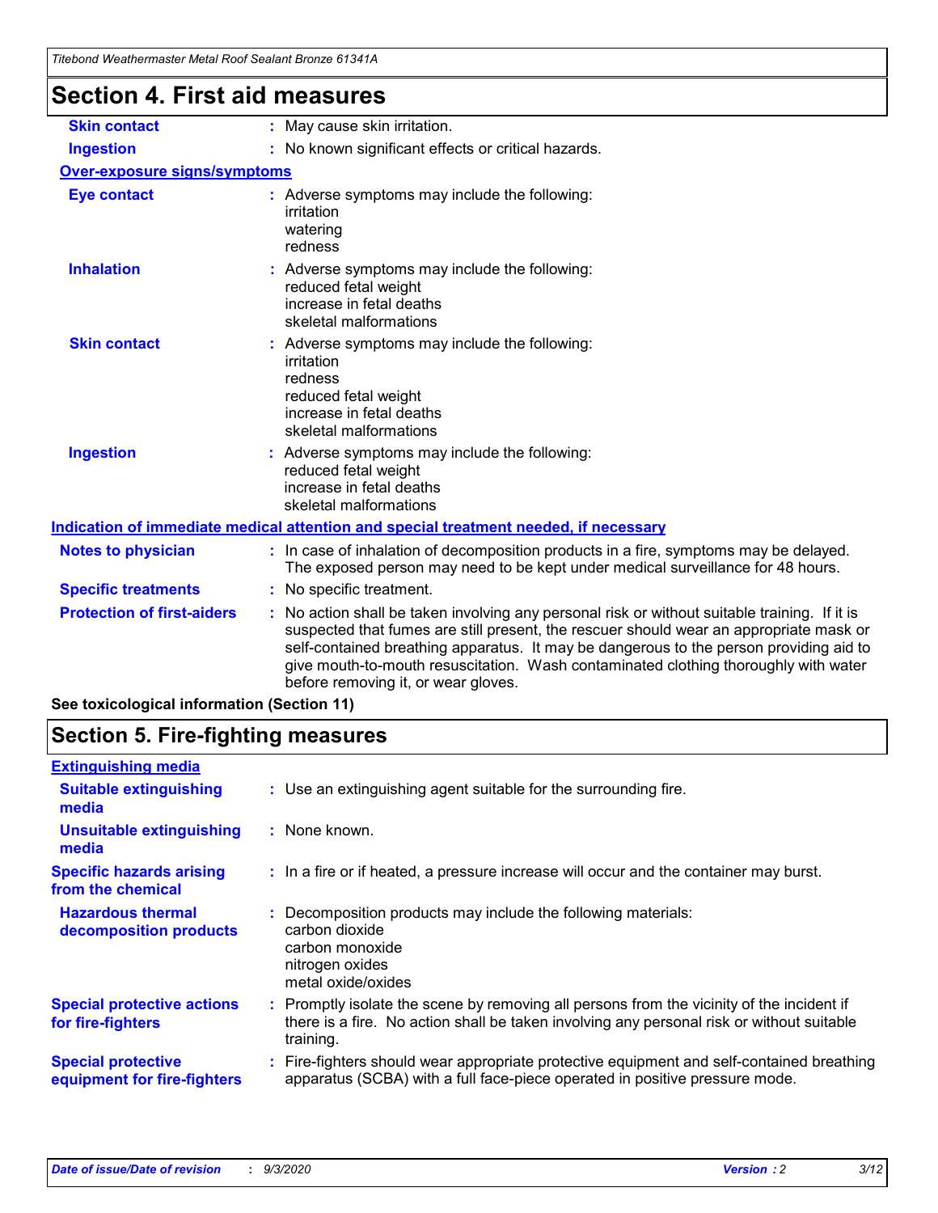# Section 4. First aid measures

| | |
|---|---|
| **Skin contact** | : May cause skin irritation. |
| **Ingestion** | : No known significant effects or critical hazards. |

**Over-exposure signs/symptoms**

| | |
|---|---|
| **Eye contact** | : Adverse symptoms may include the following:<br>irritation<br>watering<br>redness |
| **Inhalation** | : Adverse symptoms may include the following:<br>reduced fetal weight<br>increase in fetal deaths<br>skeletal malformations |
| **Skin contact** | : Adverse symptoms may include the following:<br>irritation<br>redness<br>reduced fetal weight<br>increase in fetal deaths<br>skeletal malformations |
| **Ingestion** | : Adverse symptoms may include the following:<br>reduced fetal weight<br>increase in fetal deaths<br>skeletal malformations |

**Indication of immediate medical attention and special treatment needed, if necessary**

| | |
|---|---|
| **Notes to physician** | : In case of inhalation of decomposition products in a fire, symptoms may be delayed. The exposed person may need to be kept under medical surveillance for 48 hours. |
| **Specific treatments** | : No specific treatment. |
| **Protection of first-aiders** | : No action shall be taken involving any personal risk or without suitable training. If it is suspected that fumes are still present, the rescuer should wear an appropriate mask or self-contained breathing apparatus. It may be dangerous to the person providing aid to give mouth-to-mouth resuscitation. Wash contaminated clothing thoroughly with water before removing it, or wear gloves. |

**See toxicological information (Section 11)**

# Section 5. Fire-fighting measures

**Extinguishing media**

| | |
|---|---|
| **Suitable extinguishing media** | : Use an extinguishing agent suitable for the surrounding fire. |
| **Unsuitable extinguishing media** | : None known. |
| **Specific hazards arising from the chemical** | : In a fire or if heated, a pressure increase will occur and the container may burst. |
| **Hazardous thermal decomposition products** | : Decomposition products may include the following materials:<br>carbon dioxide<br>carbon monoxide<br>nitrogen oxides<br>metal oxide/oxides |
| **Special protective actions for fire-fighters** | : Promptly isolate the scene by removing all persons from the vicinity of the incident if there is a fire. No action shall be taken involving any personal risk or without suitable training. |
| **Special protective equipment for fire-fighters** | : Fire-fighters should wear appropriate protective equipment and self-contained breathing apparatus (SCBA) with a full face-piece operated in positive pressure mode. |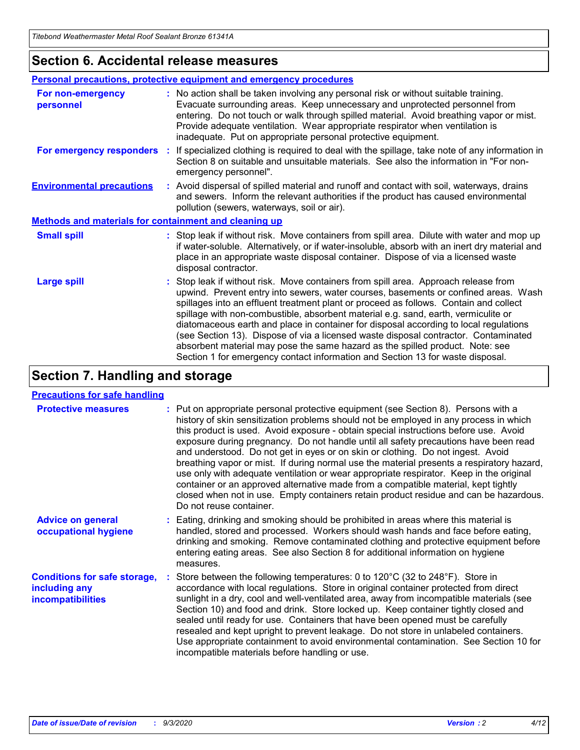## Section 6. Accidental release measures

### Personal precautions, protective equipment and emergency procedures

**For non-emergency personnel** : No action shall be taken involving any personal risk or without suitable training. Evacuate surrounding areas. Keep unnecessary and unprotected personnel from entering. Do not touch or walk through spilled material. Avoid breathing vapor or mist. Provide adequate ventilation. Wear appropriate respirator when ventilation is inadequate. Put on appropriate personal protective equipment.

**For emergency responders** : If specialized clothing is required to deal with the spillage, take note of any information in Section 8 on suitable and unsuitable materials. See also the information in "For non-emergency personnel".

**Environmental precautions** : Avoid dispersal of spilled material and runoff and contact with soil, waterways, drains and sewers. Inform the relevant authorities if the product has caused environmental pollution (sewers, waterways, soil or air).

### Methods and materials for containment and cleaning up

**Small spill** : Stop leak if without risk. Move containers from spill area. Dilute with water and mop up if water-soluble. Alternatively, or if water-insoluble, absorb with an inert dry material and place in an appropriate waste disposal container. Dispose of via a licensed waste disposal contractor.

**Large spill** : Stop leak if without risk. Move containers from spill area. Approach release from upwind. Prevent entry into sewers, water courses, basements or confined areas. Wash spillages into an effluent treatment plant or proceed as follows. Contain and collect spillage with non-combustible, absorbent material e.g. sand, earth, vermiculite or diatomaceous earth and place in container for disposal according to local regulations (see Section 13). Dispose of via a licensed waste disposal contractor. Contaminated absorbent material may pose the same hazard as the spilled product. Note: see Section 1 for emergency contact information and Section 13 for waste disposal.

## Section 7. Handling and storage

### Precautions for safe handling

**Protective measures** : Put on appropriate personal protective equipment (see Section 8). Persons with a history of skin sensitization problems should not be employed in any process in which this product is used. Avoid exposure - obtain special instructions before use. Avoid exposure during pregnancy. Do not handle until all safety precautions have been read and understood. Do not get in eyes or on skin or clothing. Do not ingest. Avoid breathing vapor or mist. If during normal use the material presents a respiratory hazard, use only with adequate ventilation or wear appropriate respirator. Keep in the original container or an approved alternative made from a compatible material, kept tightly closed when not in use. Empty containers retain product residue and can be hazardous. Do not reuse container.

**Advice on general occupational hygiene** : Eating, drinking and smoking should be prohibited in areas where this material is handled, stored and processed. Workers should wash hands and face before eating, drinking and smoking. Remove contaminated clothing and protective equipment before entering eating areas. See also Section 8 for additional information on hygiene measures.

**Conditions for safe storage, including any incompatibilities** : Store between the following temperatures: 0 to 120°C (32 to 248°F). Store in accordance with local regulations. Store in original container protected from direct sunlight in a dry, cool and well-ventilated area, away from incompatible materials (see Section 10) and food and drink. Store locked up. Keep container tightly closed and sealed until ready for use. Containers that have been opened must be carefully resealed and kept upright to prevent leakage. Do not store in unlabeled containers. Use appropriate containment to avoid environmental contamination. See Section 10 for incompatible materials before handling or use.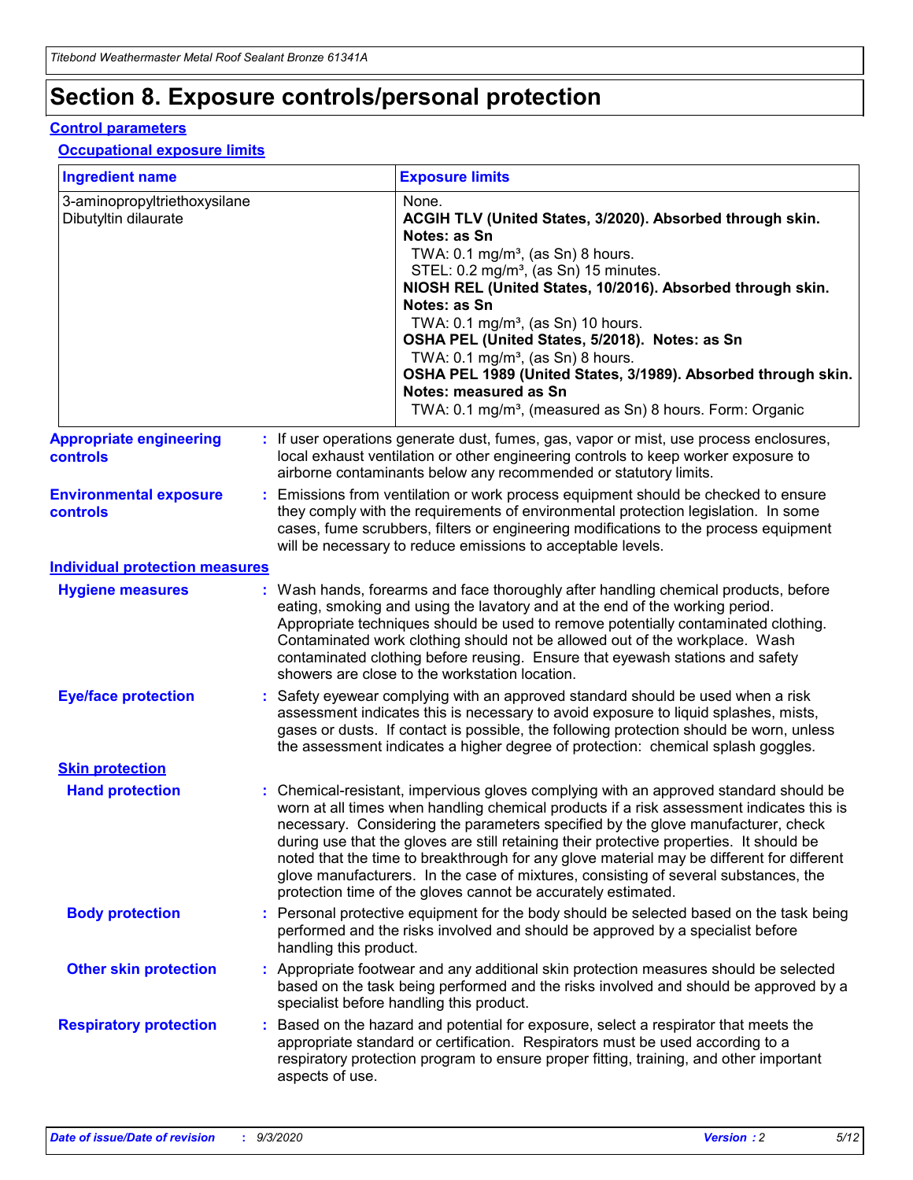# Section 8. Exposure controls/personal protection

## Control parameters

### Occupational exposure limits

| Ingredient name | Exposure limits |
|---|---|
| 3-aminopropyltriethoxysilane<br>Dibutyltin dilaurate | None.<br>**ACGIH TLV (United States, 3/2020). Absorbed through skin. Notes: as Sn**<br>TWA: 0.1 mg/m³, (as Sn) 8 hours.<br>STEL: 0.2 mg/m³, (as Sn) 15 minutes.<br>**NIOSH REL (United States, 10/2016). Absorbed through skin. Notes: as Sn**<br>TWA: 0.1 mg/m³, (as Sn) 10 hours.<br>**OSHA PEL (United States, 5/2018). Notes: as Sn**<br>TWA: 0.1 mg/m³, (as Sn) 8 hours.<br>**OSHA PEL 1989 (United States, 3/1989). Absorbed through skin. Notes: measured as Sn**<br>TWA: 0.1 mg/m³, (measured as Sn) 8 hours. Form: Organic |

**Appropriate engineering controls** : If user operations generate dust, fumes, gas, vapor or mist, use process enclosures, local exhaust ventilation or other engineering controls to keep worker exposure to airborne contaminants below any recommended or statutory limits.

**Environmental exposure controls** : Emissions from ventilation or work process equipment should be checked to ensure they comply with the requirements of environmental protection legislation. In some cases, fume scrubbers, filters or engineering modifications to the process equipment will be necessary to reduce emissions to acceptable levels.

## Individual protection measures

**Hygiene measures** : Wash hands, forearms and face thoroughly after handling chemical products, before eating, smoking and using the lavatory and at the end of the working period. Appropriate techniques should be used to remove potentially contaminated clothing. Contaminated work clothing should not be allowed out of the workplace. Wash contaminated clothing before reusing. Ensure that eyewash stations and safety showers are close to the workstation location.

**Eye/face protection** : Safety eyewear complying with an approved standard should be used when a risk assessment indicates this is necessary to avoid exposure to liquid splashes, mists, gases or dusts. If contact is possible, the following protection should be worn, unless the assessment indicates a higher degree of protection: chemical splash goggles.

### Skin protection

**Hand protection** : Chemical-resistant, impervious gloves complying with an approved standard should be worn at all times when handling chemical products if a risk assessment indicates this is necessary. Considering the parameters specified by the glove manufacturer, check during use that the gloves are still retaining their protective properties. It should be noted that the time to breakthrough for any glove material may be different for different glove manufacturers. In the case of mixtures, consisting of several substances, the protection time of the gloves cannot be accurately estimated.

**Body protection** : Personal protective equipment for the body should be selected based on the task being performed and the risks involved and should be approved by a specialist before handling this product.

**Other skin protection** : Appropriate footwear and any additional skin protection measures should be selected based on the task being performed and the risks involved and should be approved by a specialist before handling this product.

**Respiratory protection** : Based on the hazard and potential for exposure, select a respirator that meets the appropriate standard or certification. Respirators must be used according to a respiratory protection program to ensure proper fitting, training, and other important aspects of use.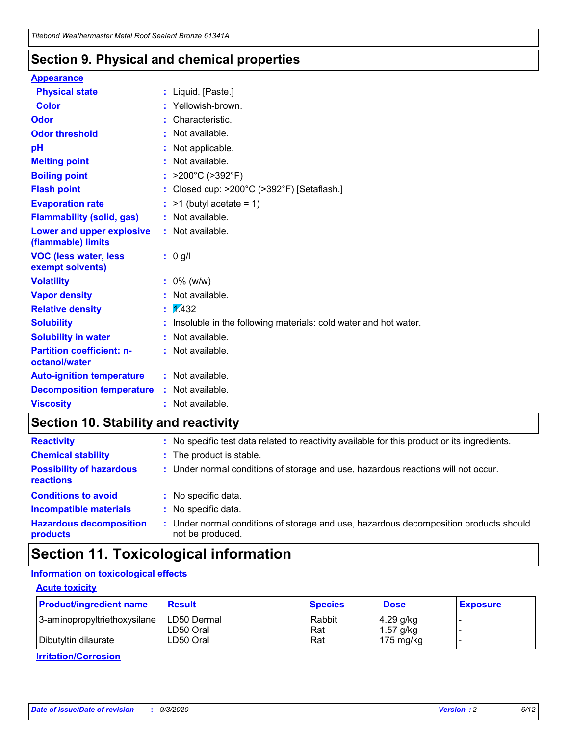## Section 9. Physical and chemical properties

**Appearance**

| | | |
|---|---|---|
| **Physical state** | : | Liquid. [Paste.] |
| **Color** | : | Yellowish-brown. |
| **Odor** | : | Characteristic. |
| **Odor threshold** | : | Not available. |
| **pH** | : | Not applicable. |
| **Melting point** | : | Not available. |
| **Boiling point** | : | >200°C (>392°F) |
| **Flash point** | : | Closed cup: >200°C (>392°F) [Setaflash.] |
| **Evaporation rate** | : | >1 (butyl acetate = 1) |
| **Flammability (solid, gas)** | : | Not available. |
| **Lower and upper explosive (flammable) limits** | : | Not available. |
| **VOC (less water, less exempt solvents)** | : | 0 g/l |
| **Volatility** | : | 0% (w/w) |
| **Vapor density** | : | Not available. |
| **Relative density** | : | 1.432 |
| **Solubility** | : | Insoluble in the following materials: cold water and hot water. |
| **Solubility in water** | : | Not available. |
| **Partition coefficient: n-octanol/water** | : | Not available. |
| **Auto-ignition temperature** | : | Not available. |
| **Decomposition temperature** | : | Not available. |
| **Viscosity** | : | Not available. |

## Section 10. Stability and reactivity

| | | |
|---|---|---|
| **Reactivity** | : | No specific test data related to reactivity available for this product or its ingredients. |
| **Chemical stability** | : | The product is stable. |
| **Possibility of hazardous reactions** | : | Under normal conditions of storage and use, hazardous reactions will not occur. |
| **Conditions to avoid** | : | No specific data. |
| **Incompatible materials** | : | No specific data. |
| **Hazardous decomposition products** | : | Under normal conditions of storage and use, hazardous decomposition products should not be produced. |

## Section 11. Toxicological information

**Information on toxicological effects**

**Acute toxicity**

| Product/ingredient name | Result | Species | Dose | Exposure |
|---|---|---|---|---|
| 3-aminopropyltriethoxysilane | LD50 Dermal | Rabbit | 4.29 g/kg | - |
| | LD50 Oral | Rat | 1.57 g/kg | - |
| Dibutyltin dilaurate | LD50 Oral | Rat | 175 mg/kg | - |

**Irritation/Corrosion**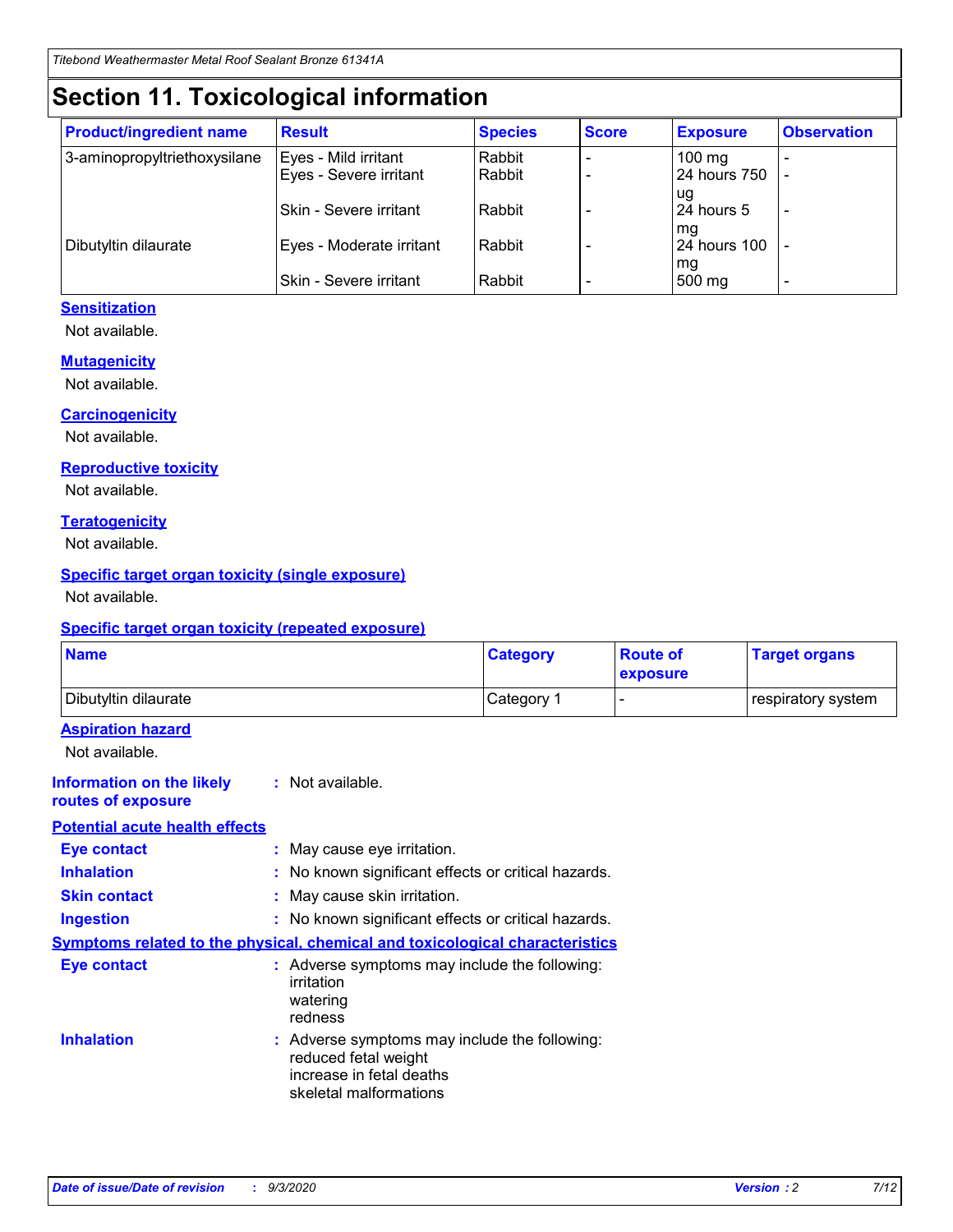# Section 11. Toxicological information

| Product/ingredient name | Result | Species | Score | Exposure | Observation |
|---|---|---|---|---|---|
| 3-aminopropyltriethoxysilane | Eyes - Mild irritant | Rabbit | - | 100 mg | - |
| | Eyes - Severe irritant | Rabbit | - | 24 hours 750 ug | - |
| | Skin - Severe irritant | Rabbit | - | 24 hours 5 mg | - |
| Dibutyltin dilaurate | Eyes - Moderate irritant | Rabbit | - | 24 hours 100 mg | - |
| | Skin - Severe irritant | Rabbit | - | 500 mg | - |

### Sensitization

Not available.

### Mutagenicity

Not available.

### Carcinogenicity

Not available.

### Reproductive toxicity

Not available.

### Teratogenicity

Not available.

### Specific target organ toxicity (single exposure)

Not available.

### Specific target organ toxicity (repeated exposure)

| Name | Category | Route of exposure | Target organs |
|---|---|---|---|
| Dibutyltin dilaurate | Category 1 | - | respiratory system |

### Aspiration hazard

Not available.

**Information on the likely routes of exposure** : Not available.

### Potential acute health effects

**Eye contact** : May cause eye irritation.

**Inhalation** : No known significant effects or critical hazards.

**Skin contact** : May cause skin irritation.

**Ingestion** : No known significant effects or critical hazards.

### Symptoms related to the physical, chemical and toxicological characteristics

**Eye contact** : Adverse symptoms may include the following:
irritation
watering
redness

**Inhalation** : Adverse symptoms may include the following:
reduced fetal weight
increase in fetal deaths
skeletal malformations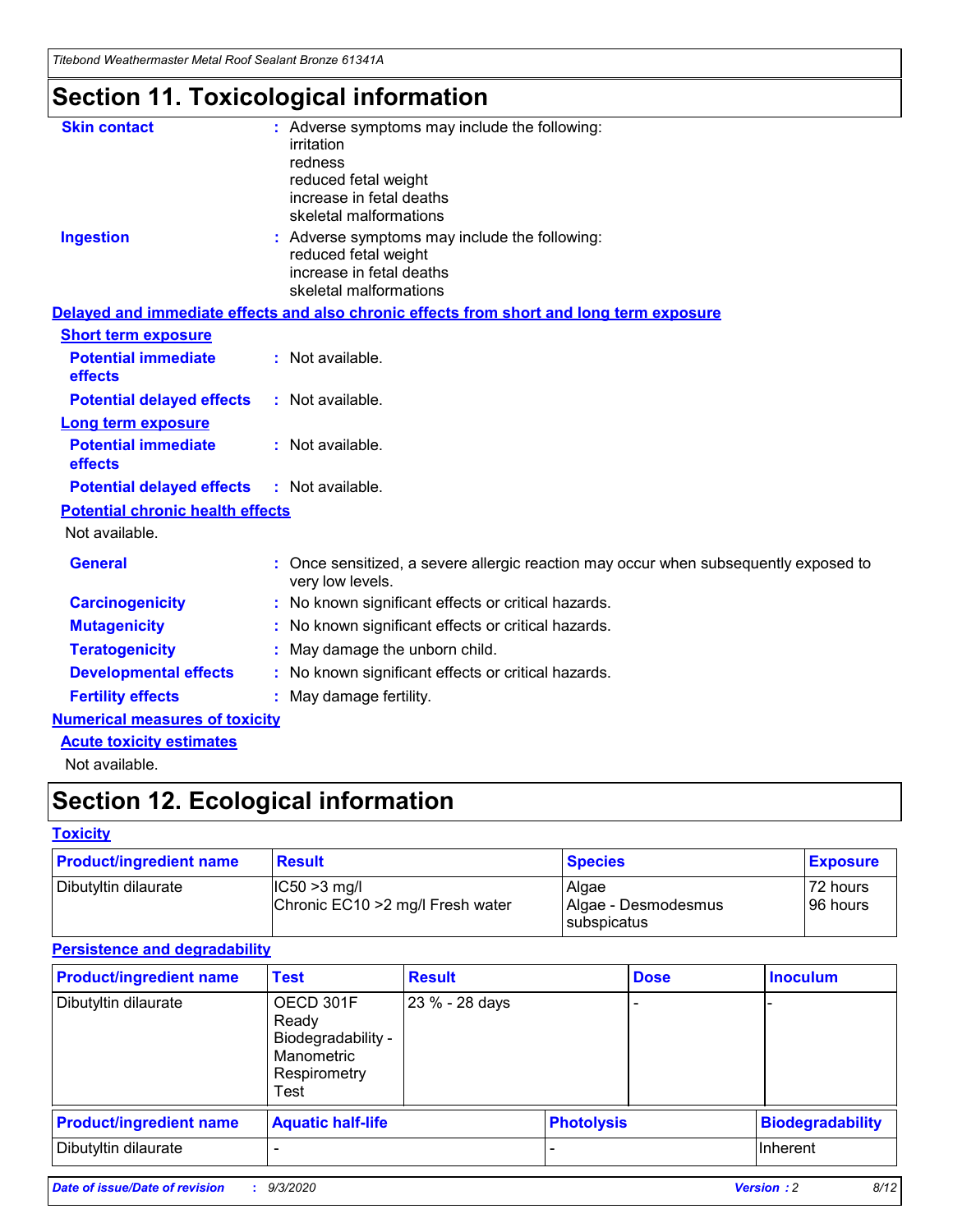# Section 11. Toxicological information

**Skin contact** : Adverse symptoms may include the following:
irritation
redness
reduced fetal weight
increase in fetal deaths
skeletal malformations

**Ingestion** : Adverse symptoms may include the following:
reduced fetal weight
increase in fetal deaths
skeletal malformations

**Delayed and immediate effects and also chronic effects from short and long term exposure**

**Short term exposure**

**Potential immediate effects** : Not available.

**Potential delayed effects** : Not available.

**Long term exposure**

**Potential immediate effects** : Not available.

**Potential delayed effects** : Not available.

**Potential chronic health effects**

Not available.

**General** : Once sensitized, a severe allergic reaction may occur when subsequently exposed to very low levels.

**Carcinogenicity** : No known significant effects or critical hazards.

**Mutagenicity** : No known significant effects or critical hazards.

**Teratogenicity** : May damage the unborn child.

**Developmental effects** : No known significant effects or critical hazards.

**Fertility effects** : May damage fertility.

**Numerical measures of toxicity**

**Acute toxicity estimates**

Not available.

# Section 12. Ecological information

**Toxicity**

| Product/ingredient name | Result | Species | Exposure |
|---|---|---|---|
| Dibutyltin dilaurate | IC50 >3 mg/l<br>Chronic EC10 >2 mg/l Fresh water | Algae<br>Algae - Desmodesmus subspicatus | 72 hours<br>96 hours |

**Persistence and degradability**

| Product/ingredient name | Test | Result | Dose | Inoculum |
|---|---|---|---|---|
| Dibutyltin dilaurate | OECD 301F Ready Biodegradability - Manometric Respirometry Test | 23 % - 28 days | - | - |

| Product/ingredient name | Aquatic half-life | Photolysis | Biodegradability |
|---|---|---|---|
| Dibutyltin dilaurate | - | - | Inherent |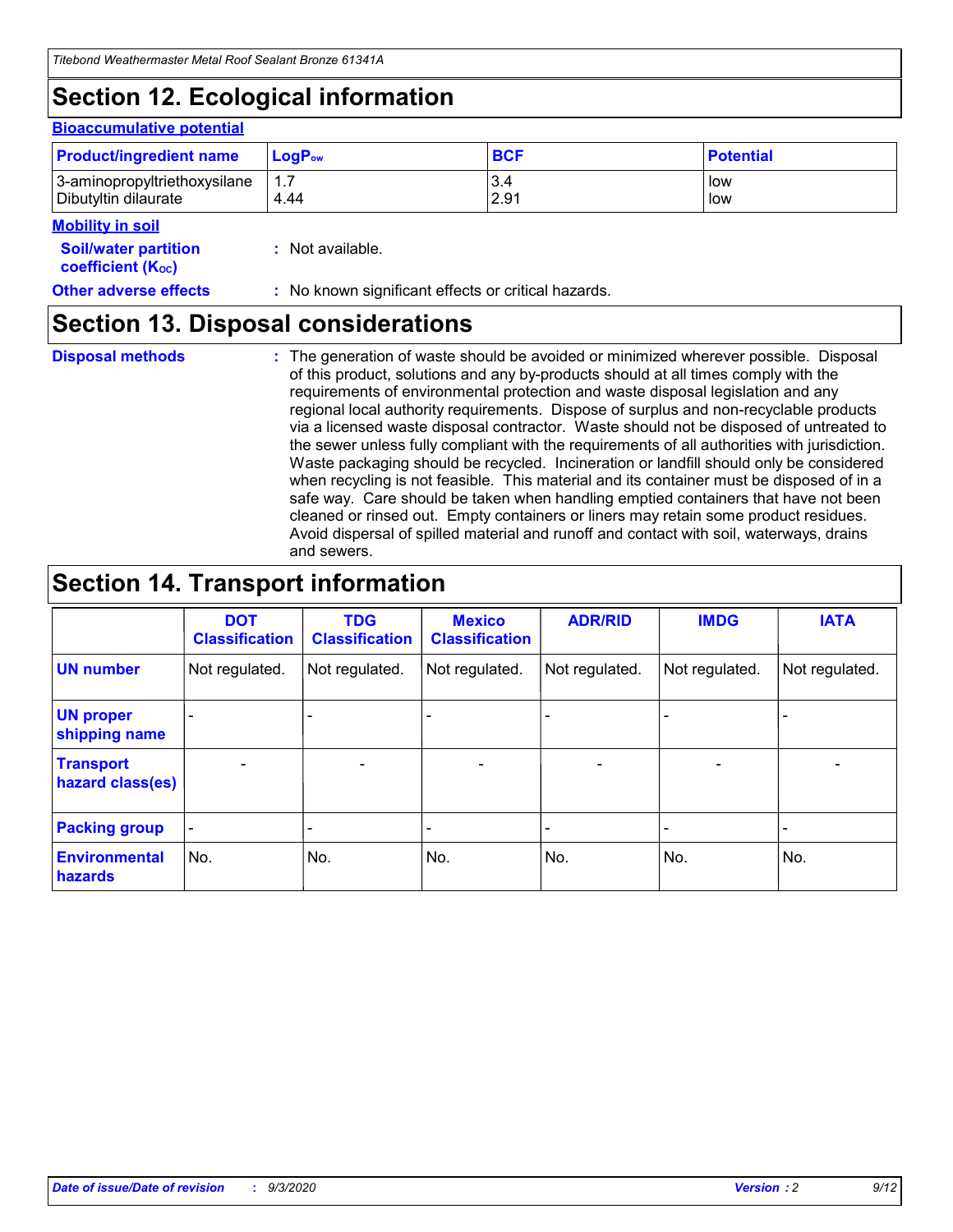# Section 12. Ecological information

### Bioaccumulative potential

| Product/ingredient name | $LogP_{ow}$ | BCF | Potential |
|---|---|---|---|
| 3-aminopropyltriethoxysilane<br>Dibutyltin dilaurate | 1.7<br>4.44 | 3.4<br>2.91 | low<br>low |

### Mobility in soil

**Soil/water partition coefficient ($K_{OC}$)** : Not available.

**Other adverse effects** : No known significant effects or critical hazards.

# Section 13. Disposal considerations

**Disposal methods** : The generation of waste should be avoided or minimized wherever possible. Disposal of this product, solutions and any by-products should at all times comply with the requirements of environmental protection and waste disposal legislation and any regional local authority requirements. Dispose of surplus and non-recyclable products via a licensed waste disposal contractor. Waste should not be disposed of untreated to the sewer unless fully compliant with the requirements of all authorities with jurisdiction. Waste packaging should be recycled. Incineration or landfill should only be considered when recycling is not feasible. This material and its container must be disposed of in a safe way. Care should be taken when handling emptied containers that have not been cleaned or rinsed out. Empty containers or liners may retain some product residues. Avoid dispersal of spilled material and runoff and contact with soil, waterways, drains and sewers.

# Section 14. Transport information

| | DOT Classification | TDG Classification | Mexico Classification | ADR/RID | IMDG | IATA |
|---|---|---|---|---|---|---|
| **UN number** | Not regulated. | Not regulated. | Not regulated. | Not regulated. | Not regulated. | Not regulated. |
| **UN proper shipping name** | - | - | - | - | - | - |
| **Transport hazard class(es)** | - | - | - | - | - | - |
| **Packing group** | - | - | - | - | - | - |
| **Environmental hazards** | No. | No. | No. | No. | No. | No. |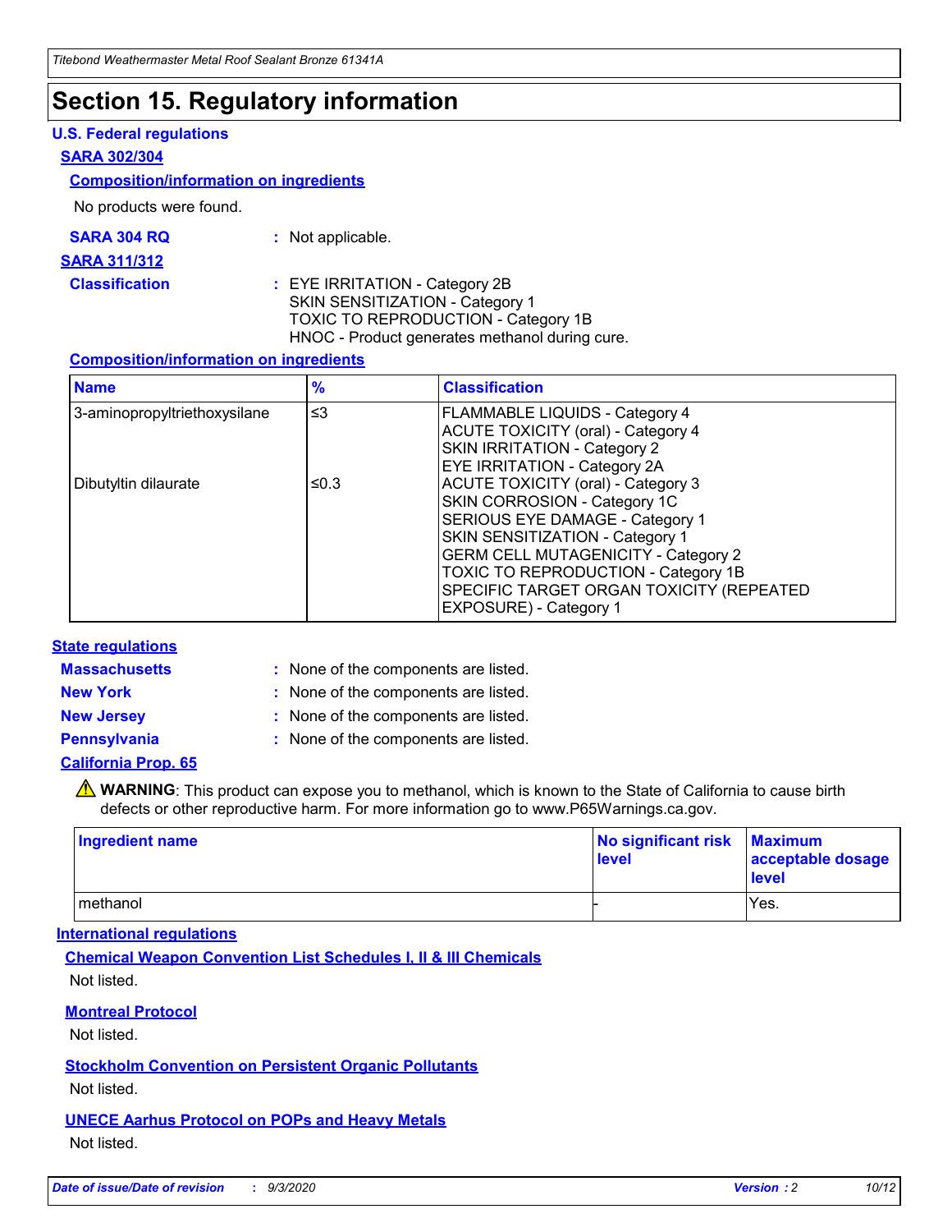# Section 15. Regulatory information

### U.S. Federal regulations

**SARA 302/304**

**Composition/information on ingredients**

No products were found.

**SARA 304 RQ** : Not applicable.

**SARA 311/312**

**Classification** : EYE IRRITATION - Category 2B
SKIN SENSITIZATION - Category 1
TOXIC TO REPRODUCTION - Category 1B
HNOC - Product generates methanol during cure.

**Composition/information on ingredients**

| Name | % | Classification |
|---|---|---|
| 3-aminopropyltriethoxysilane | ≤3 | FLAMMABLE LIQUIDS - Category 4<br>ACUTE TOXICITY (oral) - Category 4<br>SKIN IRRITATION - Category 2<br>EYE IRRITATION - Category 2A |
| Dibutyltin dilaurate | ≤0.3 | ACUTE TOXICITY (oral) - Category 3<br>SKIN CORROSION - Category 1C<br>SERIOUS EYE DAMAGE - Category 1<br>SKIN SENSITIZATION - Category 1<br>GERM CELL MUTAGENICITY - Category 2<br>TOXIC TO REPRODUCTION - Category 1B<br>SPECIFIC TARGET ORGAN TOXICITY (REPEATED EXPOSURE) - Category 1 |

### State regulations

**Massachusetts** : None of the components are listed.

**New York** : None of the components are listed.

**New Jersey** : None of the components are listed.

**Pennsylvania** : None of the components are listed.

**California Prop. 65**

⚠ **WARNING**: This product can expose you to methanol, which is known to the State of California to cause birth defects or other reproductive harm. For more information go to www.P65Warnings.ca.gov.

| Ingredient name | No significant risk level | Maximum acceptable dosage level |
|---|---|---|
| methanol | - | Yes. |

### International regulations

**Chemical Weapon Convention List Schedules I, II & III Chemicals**

Not listed.

**Montreal Protocol**

Not listed.

**Stockholm Convention on Persistent Organic Pollutants**

Not listed.

**UNECE Aarhus Protocol on POPs and Heavy Metals**

Not listed.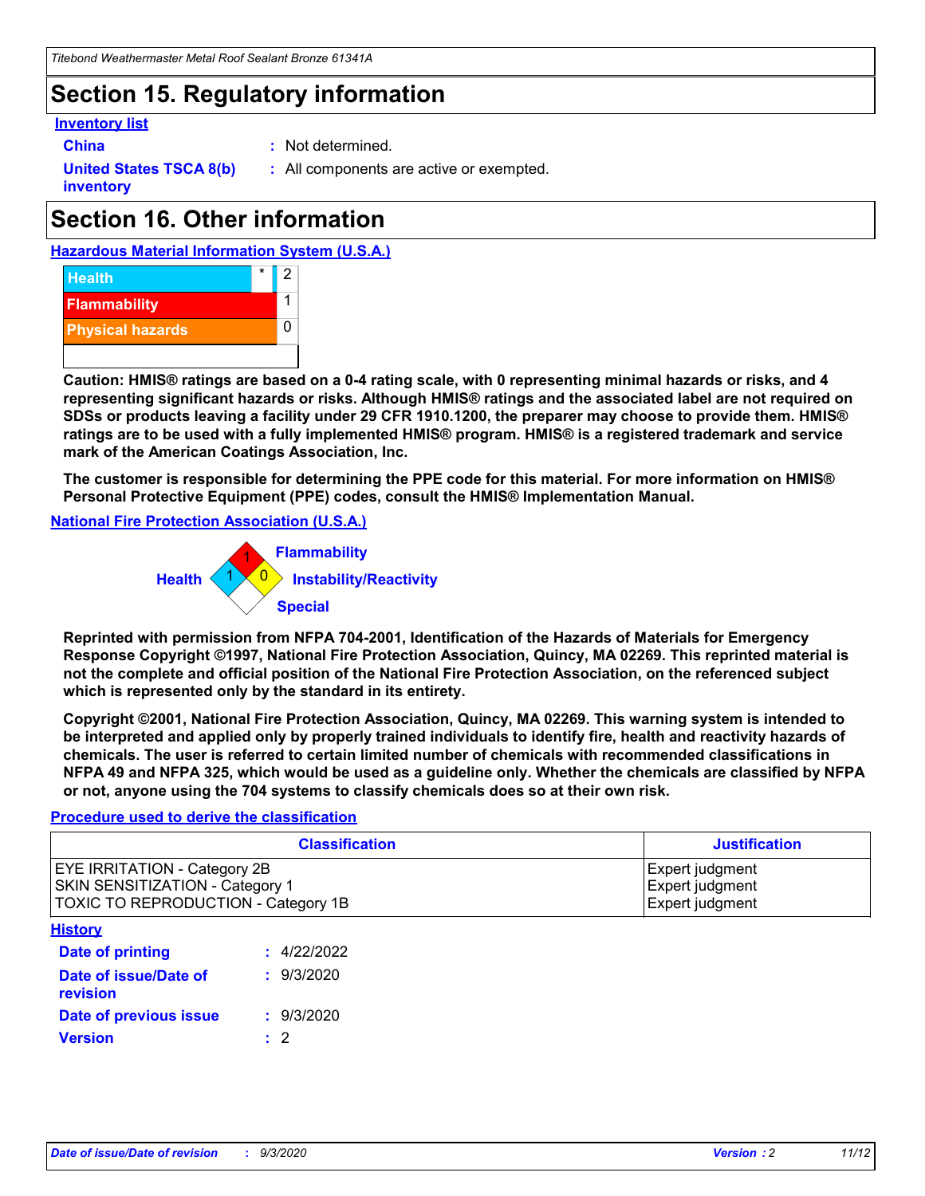# Section 15. Regulatory information

**Inventory list**

**China** : Not determined.

**United States TSCA 8(b) inventory** : All components are active or exempted.

# Section 16. Other information

**Hazardous Material Information System (U.S.A.)**

| | | |
|---|---|---|
| Health | * | 2 |
| Flammability | | 1 |
| Physical hazards | | 0 |

**Caution: HMIS® ratings are based on a 0-4 rating scale, with 0 representing minimal hazards or risks, and 4 representing significant hazards or risks. Although HMIS® ratings and the associated label are not required on SDSs or products leaving a facility under 29 CFR 1910.1200, the preparer may choose to provide them. HMIS® ratings are to be used with a fully implemented HMIS® program. HMIS® is a registered trademark and service mark of the American Coatings Association, Inc.**

**The customer is responsible for determining the PPE code for this material. For more information on HMIS® Personal Protective Equipment (PPE) codes, consult the HMIS® Implementation Manual.**

**National Fire Protection Association (U.S.A.)**

Flammability: 1
Health: 1
Instability/Reactivity: 0
Special:

**Reprinted with permission from NFPA 704-2001, Identification of the Hazards of Materials for Emergency Response Copyright ©1997, National Fire Protection Association, Quincy, MA 02269. This reprinted material is not the complete and official position of the National Fire Protection Association, on the referenced subject which is represented only by the standard in its entirety.**

**Copyright ©2001, National Fire Protection Association, Quincy, MA 02269. This warning system is intended to be interpreted and applied only by properly trained individuals to identify fire, health and reactivity hazards of chemicals. The user is referred to certain limited number of chemicals with recommended classifications in NFPA 49 and NFPA 325, which would be used as a guideline only. Whether the chemicals are classified by NFPA or not, anyone using the 704 systems to classify chemicals does so at their own risk.**

**Procedure used to derive the classification**

| Classification | Justification |
|---|---|
| EYE IRRITATION - Category 2B | Expert judgment |
| SKIN SENSITIZATION - Category 1 | Expert judgment |
| TOXIC TO REPRODUCTION - Category 1B | Expert judgment |

**History**

**Date of printing** : 4/22/2022

**Date of issue/Date of revision** : 9/3/2020

**Date of previous issue** : 9/3/2020

**Version** : 2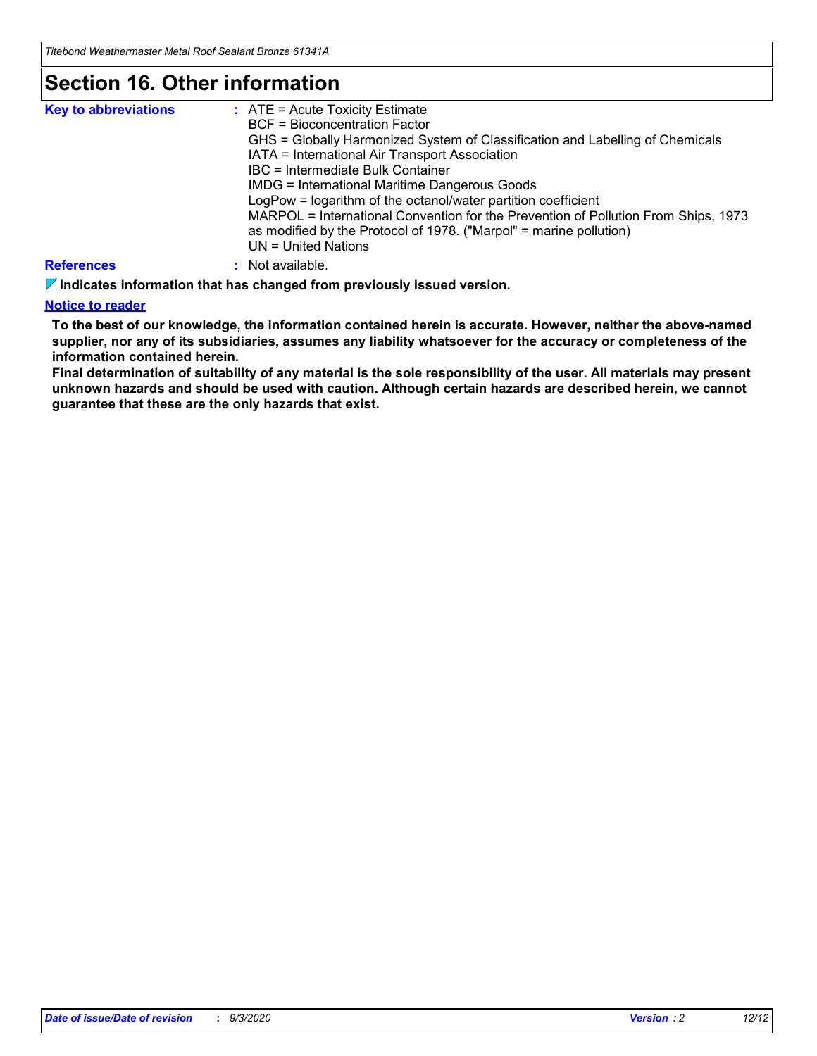# Section 16. Other information

**Key to abbreviations** : ATE = Acute Toxicity Estimate
BCF = Bioconcentration Factor
GHS = Globally Harmonized System of Classification and Labelling of Chemicals
IATA = International Air Transport Association
IBC = Intermediate Bulk Container
IMDG = International Maritime Dangerous Goods
LogPow = logarithm of the octanol/water partition coefficient
MARPOL = International Convention for the Prevention of Pollution From Ships, 1973 as modified by the Protocol of 1978. ("Marpol" = marine pollution)
UN = United Nations

**References** : Not available.

**Indicates information that has changed from previously issued version.**

**Notice to reader**

**To the best of our knowledge, the information contained herein is accurate. However, neither the above-named supplier, nor any of its subsidiaries, assumes any liability whatsoever for the accuracy or completeness of the information contained herein.**

**Final determination of suitability of any material is the sole responsibility of the user. All materials may present unknown hazards and should be used with caution. Although certain hazards are described herein, we cannot guarantee that these are the only hazards that exist.**